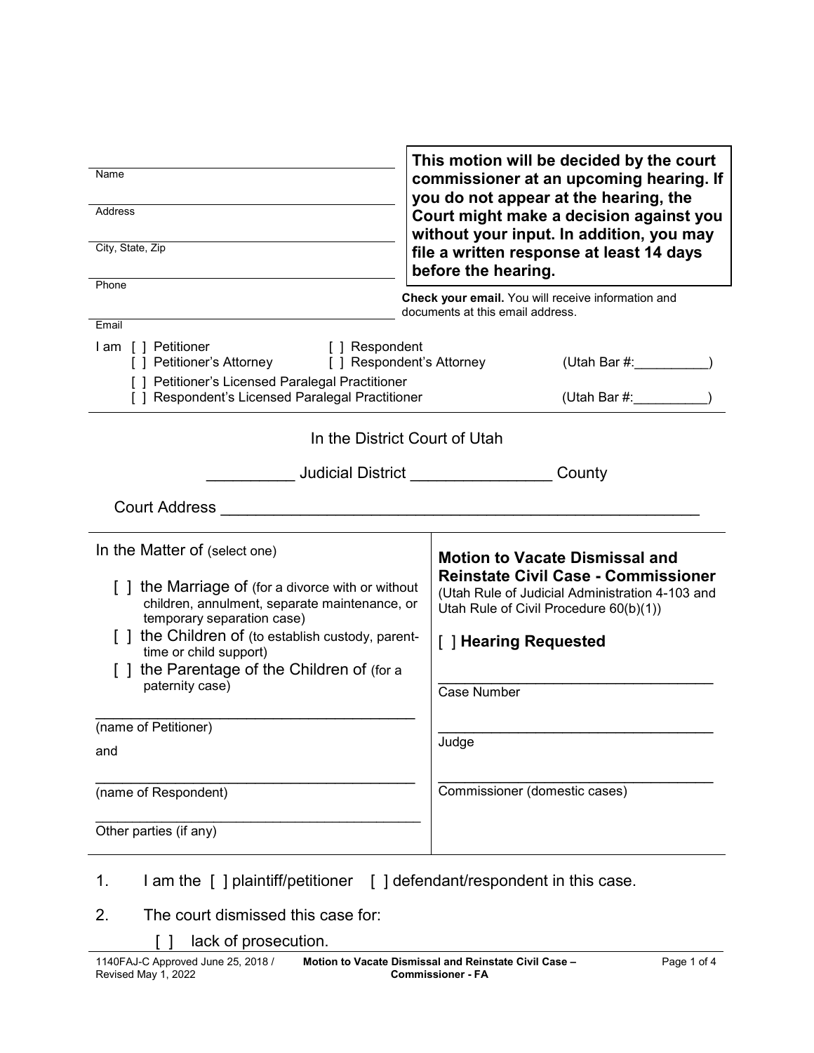Name

Address

City, State, Zip

Phone

Email

**This motion will be decided by the court commissioner at an upcoming hearing. If you do not appear at the hearing, the Court might make a decision against you without your input. In addition, you may file a written response at least 14 days before the hearing.**

**Check your email.** You will receive information and documents at this email address.

I am [ ] Petitioner [ ] Respondent
[ ] Petitioner's Attorney [ ] Respondent's Attorney (Utah Bar #:__________)
[ ] Petitioner's Licensed Paralegal Practitioner
[ ] Respondent's Licensed Paralegal Practitioner (Utah Bar #:__________)

In the District Court of Utah

__________ Judicial District ________________ County

Court Address ______________________________________________________

In the Matter of (select one)

[ ] the Marriage of (for a divorce with or without children, annulment, separate maintenance, or temporary separation case)

[ ] the Children of (to establish custody, parent-time or child support)

[ ] the Parentage of the Children of (for a paternity case)

________________________________________
(name of Petitioner)

and

________________________________________
(name of Respondent)

________________________________________
Other parties (if any)

**Motion to Vacate Dismissal and Reinstate Civil Case - Commissioner**
(Utah Rule of Judicial Administration 4-103 and Utah Rule of Civil Procedure 60(b)(1))

[ ] **Hearing Requested**

________________________________
Case Number

________________________________
Judge

________________________________
Commissioner (domestic cases)

1. I am the [ ] plaintiff/petitioner [ ] defendant/respondent in this case.

2. The court dismissed this case for:

   [ ] lack of prosecution.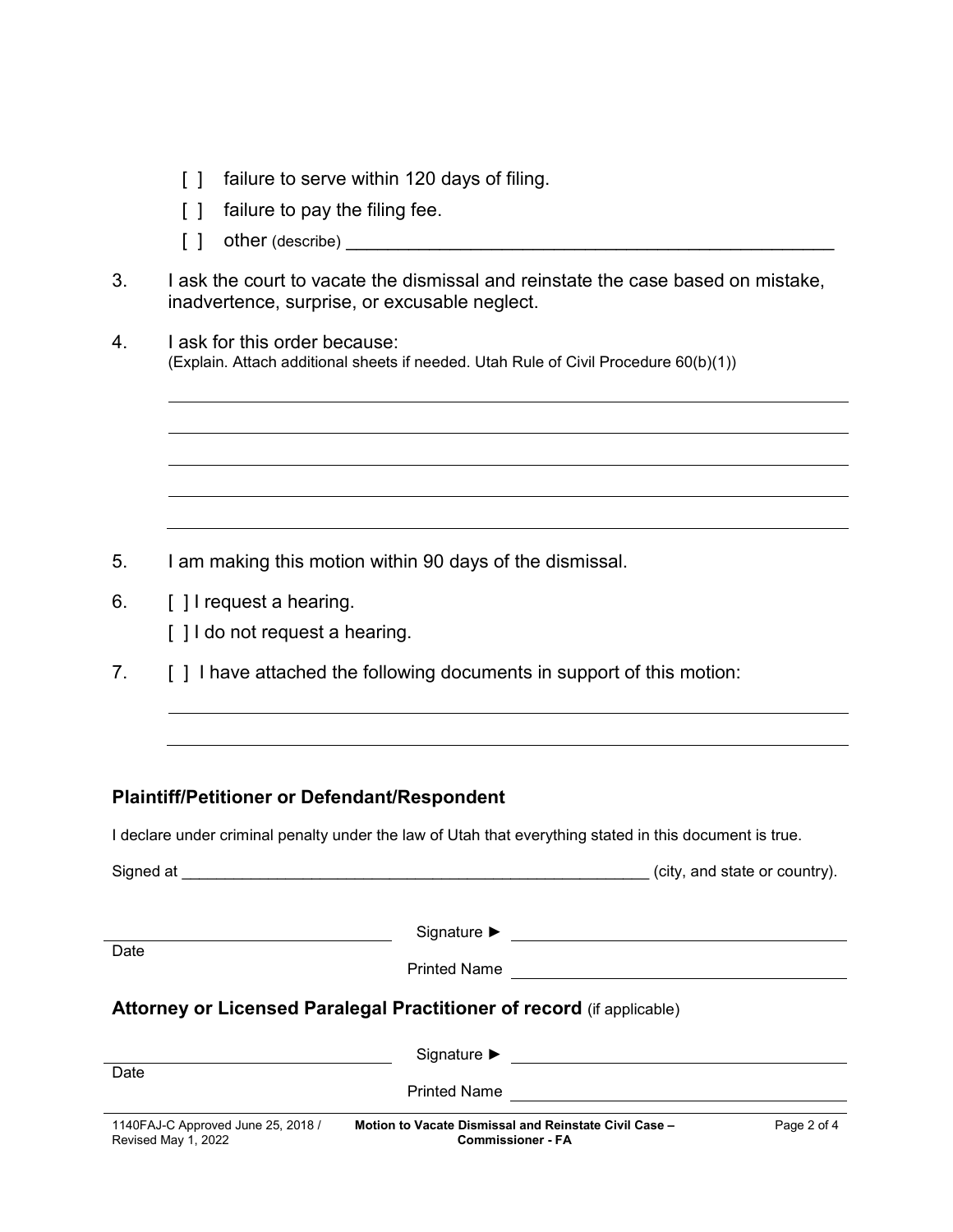[ ] failure to serve within 120 days of filing.

[ ] failure to pay the filing fee.

[ ] other (describe) ________________________________________________

3. I ask the court to vacate the dismissal and reinstate the case based on mistake, inadvertence, surprise, or excusable neglect.

4. I ask for this order because:
(Explain. Attach additional sheets if needed. Utah Rule of Civil Procedure 60(b)(1))

________________________________________________

________________________________________________

________________________________________________

________________________________________________

________________________________________________

5. I am making this motion within 90 days of the dismissal.

6. [ ] I request a hearing.

   [ ] I do not request a hearing.

7. [ ] I have attached the following documents in support of this motion:

________________________________________________

________________________________________________

### Plaintiff/Petitioner or Defendant/Respondent

I declare under criminal penalty under the law of Utah that everything stated in this document is true.

Signed at ________________________________________________ (city, and state or country).

________________________ Signature ► ________________________
Date
Printed Name ________________________

### Attorney or Licensed Paralegal Practitioner of record (if applicable)

________________________ Signature ► ________________________
Date
Printed Name ________________________

1140FAJ-C Approved June 25, 2018 / Revised May 1, 2022 — Motion to Vacate Dismissal and Reinstate Civil Case – Commissioner - FA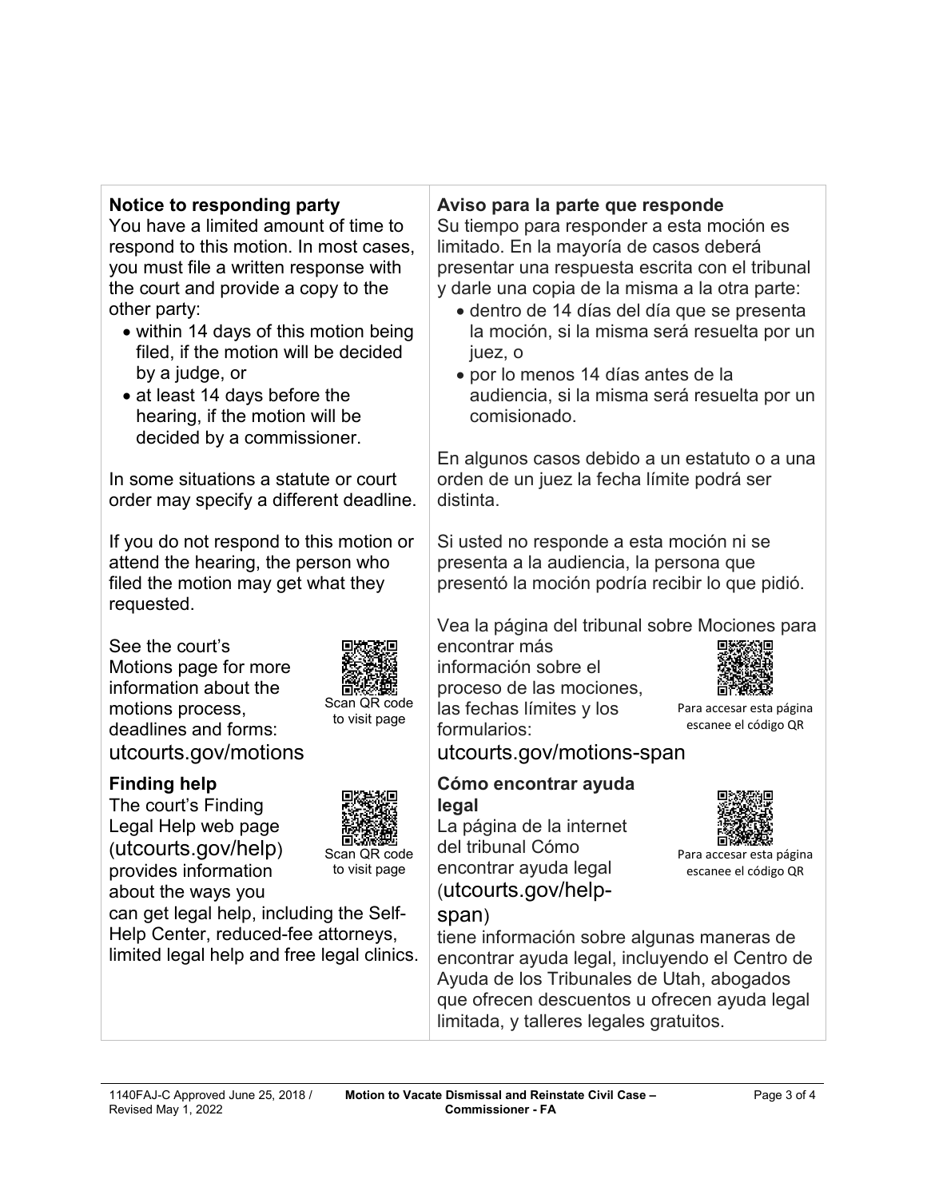**Notice to responding party**

You have a limited amount of time to respond to this motion. In most cases, you must file a written response with the court and provide a copy to the other party:

- within 14 days of this motion being filed, if the motion will be decided by a judge, or
- at least 14 days before the hearing, if the motion will be decided by a commissioner.

In some situations a statute or court order may specify a different deadline.

If you do not respond to this motion or attend the hearing, the person who filed the motion may get what they requested.

See the court's Motions page for more information about the motions process, deadlines and forms: utcourts.gov/motions

Scan QR code to visit page

**Finding help**

The court's Finding Legal Help web page (utcourts.gov/help) provides information about the ways you can get legal help, including the Self-Help Center, reduced-fee attorneys, limited legal help and free legal clinics.

Scan QR code to visit page

**Aviso para la parte que responde**

Su tiempo para responder a esta moción es limitado. En la mayoría de casos deberá presentar una respuesta escrita con el tribunal y darle una copia de la misma a la otra parte:

- dentro de 14 días del día que se presenta la moción, si la misma será resuelta por un juez, o
- por lo menos 14 días antes de la audiencia, si la misma será resuelta por un comisionado.

En algunos casos debido a un estatuto o a una orden de un juez la fecha límite podrá ser distinta.

Si usted no responde a esta moción ni se presenta a la audiencia, la persona que presentó la moción podría recibir lo que pidió.

Vea la página del tribunal sobre Mociones para encontrar más información sobre el proceso de las mociones, las fechas límites y los formularios: utcourts.gov/motions-span

Para accesar esta página escanee el código QR

**Cómo encontrar ayuda legal**

La página de la internet del tribunal Cómo encontrar ayuda legal (utcourts.gov/help-span) tiene información sobre algunas maneras de encontrar ayuda legal, incluyendo el Centro de Ayuda de los Tribunales de Utah, abogados que ofrecen descuentos u ofrecen ayuda legal limitada, y talleres legales gratuitos.

Para accesar esta página escanee el código QR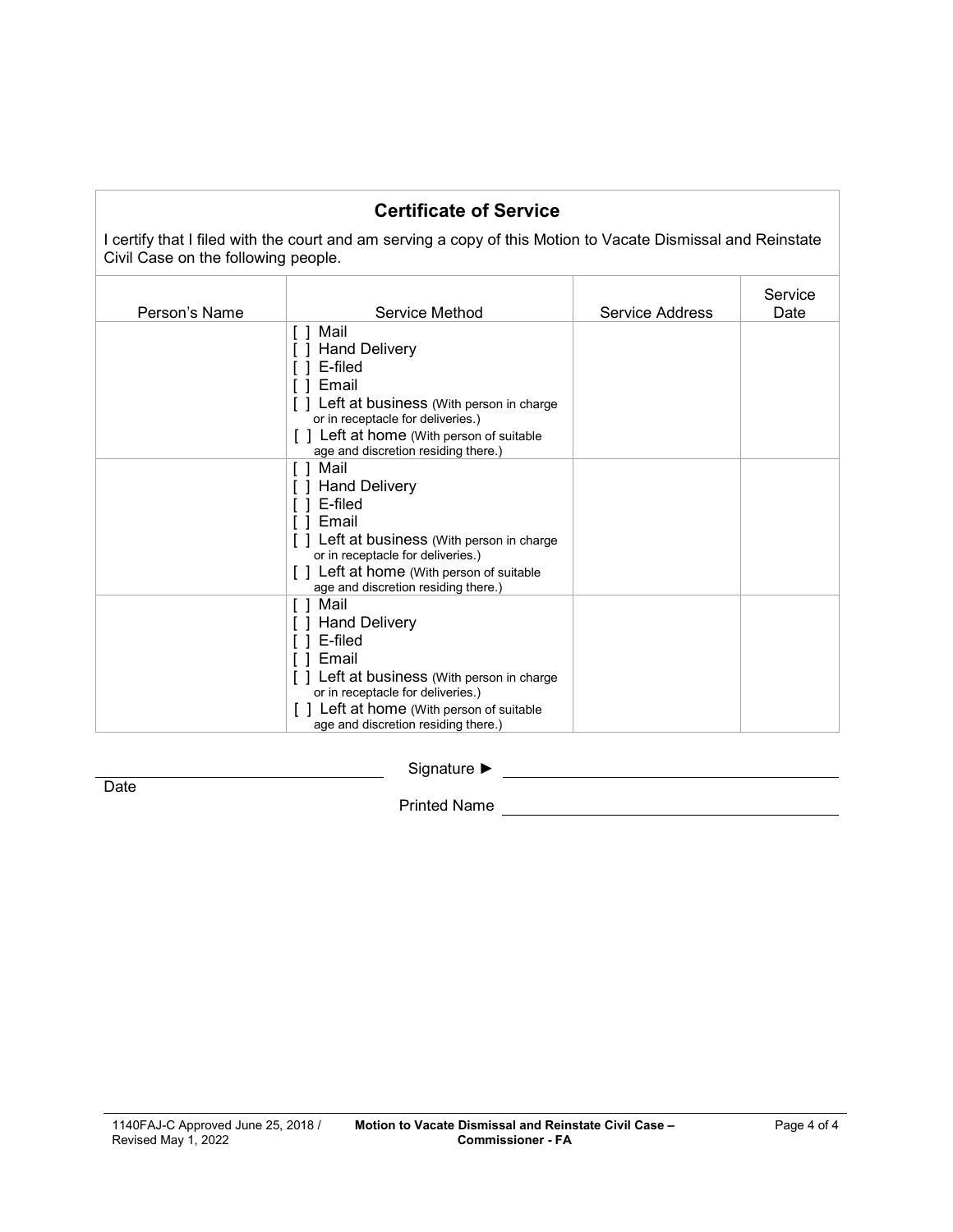## Certificate of Service

I certify that I filed with the court and am serving a copy of this Motion to Vacate Dismissal and Reinstate Civil Case on the following people.

| Person's Name | Service Method | Service Address | Service Date |
|---|---|---|---|
| | [ ] Mail<br>[ ] Hand Delivery<br>[ ] E-filed<br>[ ] Email<br>[ ] Left at business (With person in charge or in receptacle for deliveries.)<br>[ ] Left at home (With person of suitable age and discretion residing there.) | | |
| | [ ] Mail<br>[ ] Hand Delivery<br>[ ] E-filed<br>[ ] Email<br>[ ] Left at business (With person in charge or in receptacle for deliveries.)<br>[ ] Left at home (With person of suitable age and discretion residing there.) | | |
| | [ ] Mail<br>[ ] Hand Delivery<br>[ ] E-filed<br>[ ] Email<br>[ ] Left at business (With person in charge or in receptacle for deliveries.)<br>[ ] Left at home (With person of suitable age and discretion residing there.) | | |

\_\_\_\_\_\_\_\_\_\_\_\_\_\_\_\_\_\_\_\_\_\_\_\_\_\_\_\_\_\_
Date

Signature ► \_\_\_\_\_\_\_\_\_\_\_\_\_\_\_\_\_\_\_\_\_\_\_\_\_\_\_\_\_\_

Printed Name \_\_\_\_\_\_\_\_\_\_\_\_\_\_\_\_\_\_\_\_\_\_\_\_\_\_\_\_\_\_

1140FAJ-C Approved June 25, 2018 / Revised May 1, 2022

**Motion to Vacate Dismissal and Reinstate Civil Case – Commissioner - FA**